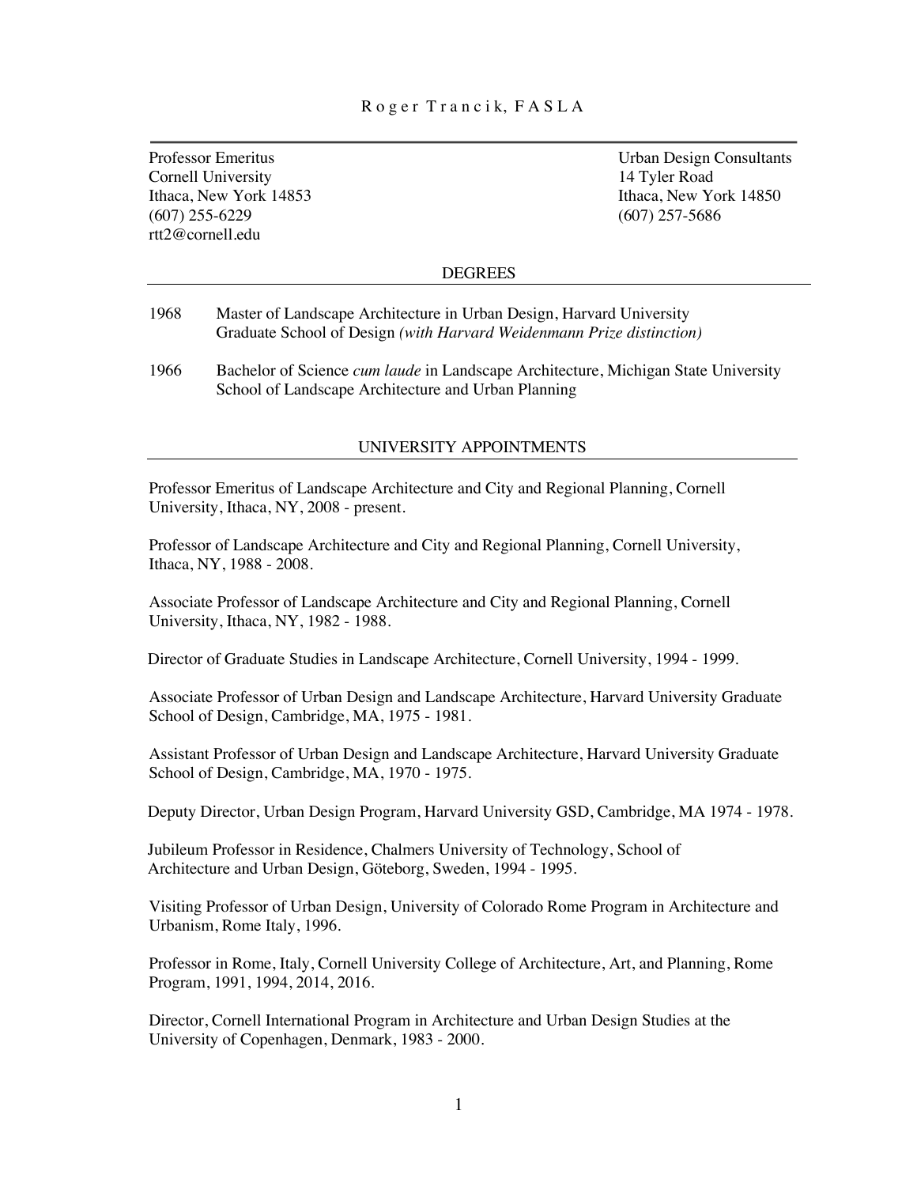# Roger Trancik, FASLA

Professor Emeritus
Cornell University
Ithaca, New York 14853
(607) 255-6229
rtt2@cornell.edu

Urban Design Consultants
14 Tyler Road
Ithaca, New York 14850
(607) 257-5686

## DEGREES

1968 Master of Landscape Architecture in Urban Design, Harvard University Graduate School of Design *(with Harvard Weidenmann Prize distinction)*

1966 Bachelor of Science *cum laude* in Landscape Architecture, Michigan State University School of Landscape Architecture and Urban Planning

## UNIVERSITY APPOINTMENTS

Professor Emeritus of Landscape Architecture and City and Regional Planning, Cornell University, Ithaca, NY, 2008 - present.

Professor of Landscape Architecture and City and Regional Planning, Cornell University, Ithaca, NY, 1988 - 2008.

Associate Professor of Landscape Architecture and City and Regional Planning, Cornell University, Ithaca, NY, 1982 - 1988.

Director of Graduate Studies in Landscape Architecture, Cornell University, 1994 - 1999.

Associate Professor of Urban Design and Landscape Architecture, Harvard University Graduate School of Design, Cambridge, MA, 1975 - 1981.

Assistant Professor of Urban Design and Landscape Architecture, Harvard University Graduate School of Design, Cambridge, MA, 1970 - 1975.

Deputy Director, Urban Design Program, Harvard University GSD, Cambridge, MA 1974 - 1978.

Jubileum Professor in Residence, Chalmers University of Technology, School of Architecture and Urban Design, Göteborg, Sweden, 1994 - 1995.

Visiting Professor of Urban Design, University of Colorado Rome Program in Architecture and Urbanism, Rome Italy, 1996.

Professor in Rome, Italy, Cornell University College of Architecture, Art, and Planning, Rome Program, 1991, 1994, 2014, 2016.

Director, Cornell International Program in Architecture and Urban Design Studies at the University of Copenhagen, Denmark, 1983 - 2000.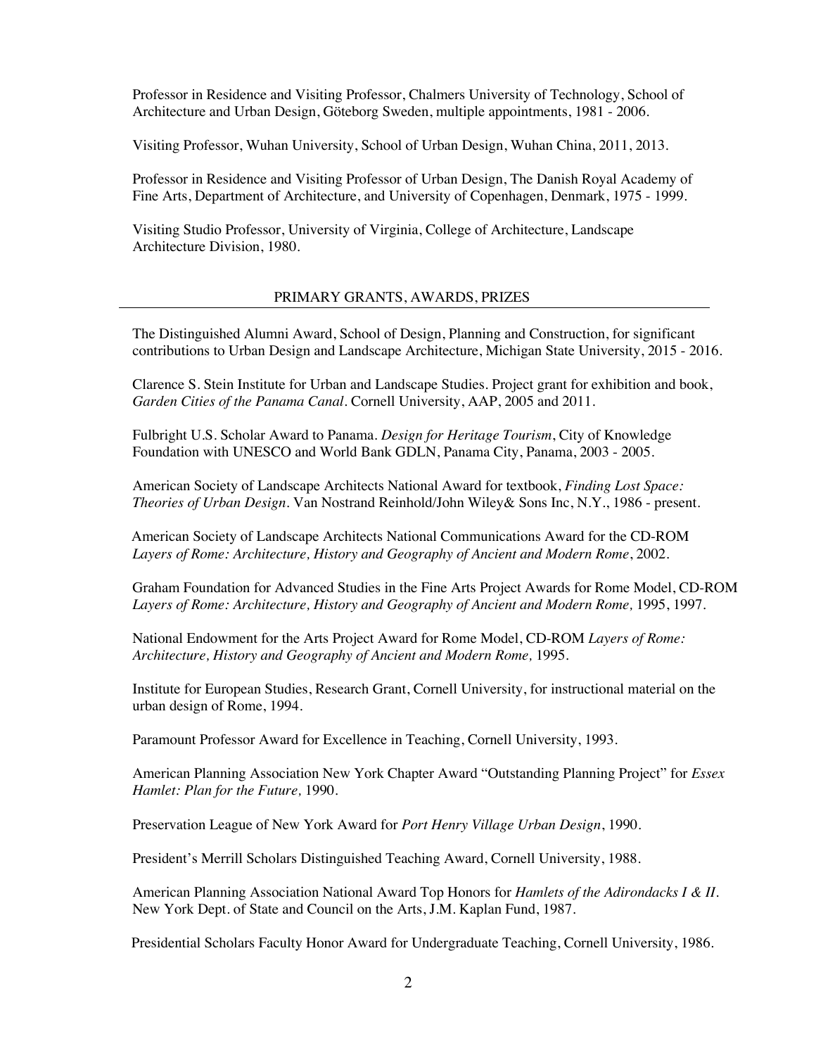Professor in Residence and Visiting Professor, Chalmers University of Technology, School of Architecture and Urban Design, Göteborg Sweden, multiple appointments, 1981 - 2006.

Visiting Professor, Wuhan University, School of Urban Design, Wuhan China, 2011, 2013.

Professor in Residence and Visiting Professor of Urban Design, The Danish Royal Academy of Fine Arts, Department of Architecture, and University of Copenhagen, Denmark, 1975 - 1999.

Visiting Studio Professor, University of Virginia, College of Architecture, Landscape Architecture Division, 1980.

## PRIMARY GRANTS, AWARDS, PRIZES

The Distinguished Alumni Award, School of Design, Planning and Construction, for significant contributions to Urban Design and Landscape Architecture, Michigan State University, 2015 - 2016.

Clarence S. Stein Institute for Urban and Landscape Studies. Project grant for exhibition and book, *Garden Cities of the Panama Canal*. Cornell University, AAP, 2005 and 2011.

Fulbright U.S. Scholar Award to Panama. *Design for Heritage Tourism*, City of Knowledge Foundation with UNESCO and World Bank GDLN, Panama City, Panama, 2003 - 2005.

American Society of Landscape Architects National Award for textbook, *Finding Lost Space: Theories of Urban Design*. Van Nostrand Reinhold/John Wiley& Sons Inc, N.Y., 1986 - present.

American Society of Landscape Architects National Communications Award for the CD-ROM *Layers of Rome: Architecture, History and Geography of Ancient and Modern Rome*, 2002.

Graham Foundation for Advanced Studies in the Fine Arts Project Awards for Rome Model, CD-ROM *Layers of Rome: Architecture, History and Geography of Ancient and Modern Rome,* 1995, 1997.

National Endowment for the Arts Project Award for Rome Model, CD-ROM *Layers of Rome: Architecture, History and Geography of Ancient and Modern Rome,* 1995.

Institute for European Studies, Research Grant, Cornell University, for instructional material on the urban design of Rome, 1994.

Paramount Professor Award for Excellence in Teaching, Cornell University, 1993.

American Planning Association New York Chapter Award "Outstanding Planning Project" for *Essex Hamlet: Plan for the Future,* 1990.

Preservation League of New York Award for *Port Henry Village Urban Design*, 1990.

President's Merrill Scholars Distinguished Teaching Award, Cornell University, 1988.

American Planning Association National Award Top Honors for *Hamlets of the Adirondacks I & II*. New York Dept. of State and Council on the Arts, J.M. Kaplan Fund, 1987.

Presidential Scholars Faculty Honor Award for Undergraduate Teaching, Cornell University, 1986.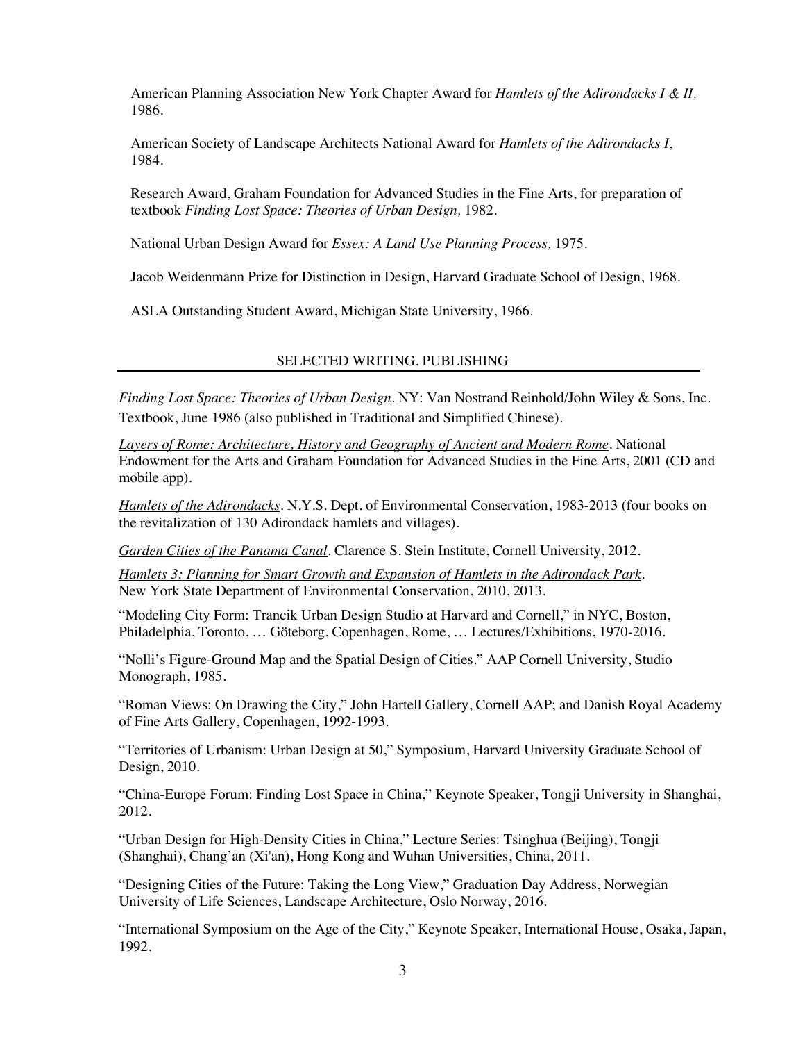American Planning Association New York Chapter Award for *Hamlets of the Adirondacks I & II,* 1986.

American Society of Landscape Architects National Award for *Hamlets of the Adirondacks I*, 1984.

Research Award, Graham Foundation for Advanced Studies in the Fine Arts, for preparation of textbook *Finding Lost Space: Theories of Urban Design,* 1982.

National Urban Design Award for *Essex: A Land Use Planning Process,* 1975.

Jacob Weidenmann Prize for Distinction in Design, Harvard Graduate School of Design, 1968.

ASLA Outstanding Student Award, Michigan State University, 1966.

## SELECTED WRITING, PUBLISHING

*Finding Lost Space: Theories of Urban Design*. NY: Van Nostrand Reinhold/John Wiley & Sons, Inc. Textbook, June 1986 (also published in Traditional and Simplified Chinese).

*Layers of Rome: Architecture, History and Geography of Ancient and Modern Rome*. National Endowment for the Arts and Graham Foundation for Advanced Studies in the Fine Arts, 2001 (CD and mobile app).

*Hamlets of the Adirondacks*. N.Y.S. Dept. of Environmental Conservation, 1983-2013 (four books on the revitalization of 130 Adirondack hamlets and villages).

*Garden Cities of the Panama Canal*. Clarence S. Stein Institute, Cornell University, 2012.

*Hamlets 3: Planning for Smart Growth and Expansion of Hamlets in the Adirondack Park*. New York State Department of Environmental Conservation, 2010, 2013.

"Modeling City Form: Trancik Urban Design Studio at Harvard and Cornell," in NYC, Boston, Philadelphia, Toronto, … Göteborg, Copenhagen, Rome, … Lectures/Exhibitions, 1970-2016.

"Nolli's Figure-Ground Map and the Spatial Design of Cities." AAP Cornell University, Studio Monograph, 1985.

"Roman Views: On Drawing the City," John Hartell Gallery, Cornell AAP; and Danish Royal Academy of Fine Arts Gallery, Copenhagen, 1992-1993.

"Territories of Urbanism: Urban Design at 50," Symposium, Harvard University Graduate School of Design, 2010.

"China-Europe Forum: Finding Lost Space in China," Keynote Speaker, Tongji University in Shanghai, 2012.

"Urban Design for High-Density Cities in China," Lecture Series: Tsinghua (Beijing), Tongji (Shanghai), Chang'an (Xi'an), Hong Kong and Wuhan Universities, China, 2011.

"Designing Cities of the Future: Taking the Long View," Graduation Day Address, Norwegian University of Life Sciences, Landscape Architecture, Oslo Norway, 2016.

"International Symposium on the Age of the City," Keynote Speaker, International House, Osaka, Japan, 1992.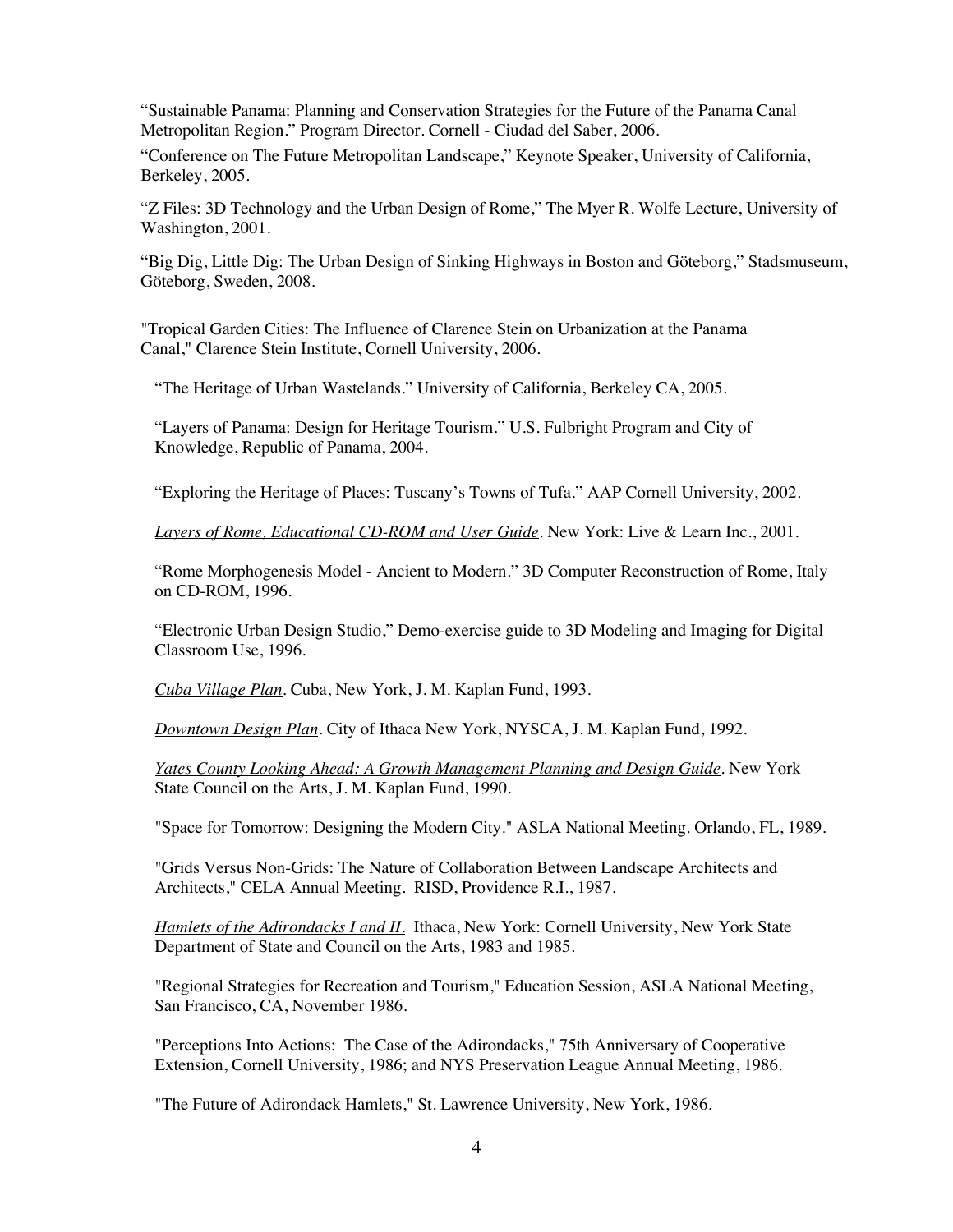"Sustainable Panama: Planning and Conservation Strategies for the Future of the Panama Canal Metropolitan Region." Program Director. Cornell - Ciudad del Saber, 2006.

"Conference on The Future Metropolitan Landscape," Keynote Speaker, University of California, Berkeley, 2005.

"Z Files: 3D Technology and the Urban Design of Rome," The Myer R. Wolfe Lecture, University of Washington, 2001.

"Big Dig, Little Dig: The Urban Design of Sinking Highways in Boston and Göteborg," Stadsmuseum, Göteborg, Sweden, 2008.

"Tropical Garden Cities: The Influence of Clarence Stein on Urbanization at the Panama Canal," Clarence Stein Institute, Cornell University, 2006.

"The Heritage of Urban Wastelands." University of California, Berkeley CA, 2005.

"Layers of Panama: Design for Heritage Tourism." U.S. Fulbright Program and City of Knowledge, Republic of Panama, 2004.

"Exploring the Heritage of Places: Tuscany's Towns of Tufa." AAP Cornell University, 2002.

*Layers of Rome, Educational CD-ROM and User Guide*. New York: Live & Learn Inc., 2001.

"Rome Morphogenesis Model - Ancient to Modern." 3D Computer Reconstruction of Rome, Italy on CD-ROM, 1996.

"Electronic Urban Design Studio," Demo-exercise guide to 3D Modeling and Imaging for Digital Classroom Use, 1996.

*Cuba Village Plan*. Cuba, New York, J. M. Kaplan Fund, 1993.

*Downtown Design Plan*. City of Ithaca New York, NYSCA, J. M. Kaplan Fund, 1992.

*Yates County Looking Ahead: A Growth Management Planning and Design Guide*. New York State Council on the Arts, J. M. Kaplan Fund, 1990.

"Space for Tomorrow: Designing the Modern City." ASLA National Meeting. Orlando, FL, 1989.

"Grids Versus Non-Grids: The Nature of Collaboration Between Landscape Architects and Architects," CELA Annual Meeting. RISD, Providence R.I., 1987.

*Hamlets of the Adirondacks I and II*. Ithaca, New York: Cornell University, New York State Department of State and Council on the Arts, 1983 and 1985.

"Regional Strategies for Recreation and Tourism," Education Session, ASLA National Meeting, San Francisco, CA, November 1986.

"Perceptions Into Actions: The Case of the Adirondacks," 75th Anniversary of Cooperative Extension, Cornell University, 1986; and NYS Preservation League Annual Meeting, 1986.

"The Future of Adirondack Hamlets," St. Lawrence University, New York, 1986.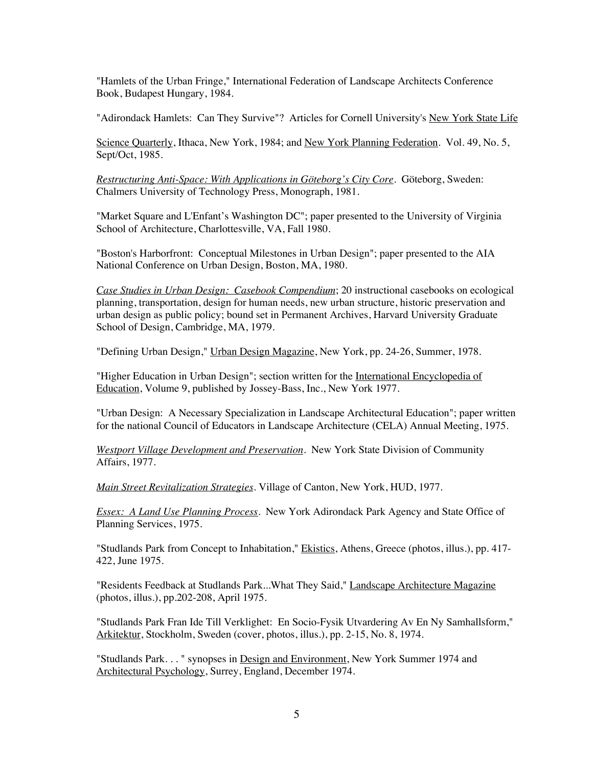"Hamlets of the Urban Fringe," International Federation of Landscape Architects Conference Book, Budapest Hungary, 1984.

"Adirondack Hamlets: Can They Survive"? Articles for Cornell University's New York State Life Science Quarterly, Ithaca, New York, 1984; and New York Planning Federation. Vol. 49, No. 5, Sept/Oct, 1985.

*Restructuring Anti-Space: With Applications in Göteborg's City Core*. Göteborg, Sweden: Chalmers University of Technology Press, Monograph, 1981.

"Market Square and L'Enfant's Washington DC"; paper presented to the University of Virginia School of Architecture, Charlottesville, VA, Fall 1980.

"Boston's Harborfront: Conceptual Milestones in Urban Design"; paper presented to the AIA National Conference on Urban Design, Boston, MA, 1980.

*Case Studies in Urban Design: Casebook Compendium*; 20 instructional casebooks on ecological planning, transportation, design for human needs, new urban structure, historic preservation and urban design as public policy; bound set in Permanent Archives, Harvard University Graduate School of Design, Cambridge, MA, 1979.

"Defining Urban Design," Urban Design Magazine, New York, pp. 24-26, Summer, 1978.

"Higher Education in Urban Design"; section written for the International Encyclopedia of Education, Volume 9, published by Jossey-Bass, Inc., New York 1977.

"Urban Design: A Necessary Specialization in Landscape Architectural Education"; paper written for the national Council of Educators in Landscape Architecture (CELA) Annual Meeting, 1975.

*Westport Village Development and Preservation*. New York State Division of Community Affairs, 1977.

*Main Street Revitalization Strategies*. Village of Canton, New York, HUD, 1977.

*Essex: A Land Use Planning Process*. New York Adirondack Park Agency and State Office of Planning Services, 1975.

"Studlands Park from Concept to Inhabitation," Ekistics, Athens, Greece (photos, illus.), pp. 417-422, June 1975.

"Residents Feedback at Studlands Park...What They Said," Landscape Architecture Magazine (photos, illus.), pp.202-208, April 1975.

"Studlands Park Fran Ide Till Verklighet: En Socio-Fysik Utvardering Av En Ny Samhallsform," Arkitektur, Stockholm, Sweden (cover, photos, illus.), pp. 2-15, No. 8, 1974.

"Studlands Park. . . " synopses in Design and Environment, New York Summer 1974 and Architectural Psychology, Surrey, England, December 1974.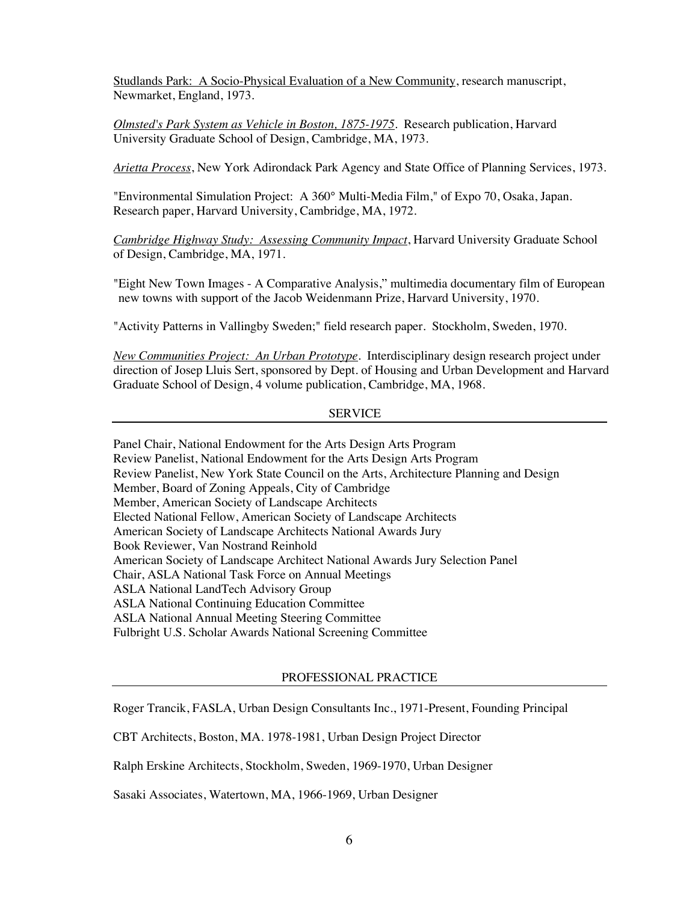Studlands Park: A Socio-Physical Evaluation of a New Community, research manuscript, Newmarket, England, 1973.

*Olmsted's Park System as Vehicle in Boston, 1875-1975*. Research publication, Harvard University Graduate School of Design, Cambridge, MA, 1973.

*Arietta Process*, New York Adirondack Park Agency and State Office of Planning Services, 1973.

"Environmental Simulation Project: A 360° Multi-Media Film," of Expo 70, Osaka, Japan. Research paper, Harvard University, Cambridge, MA, 1972.

*Cambridge Highway Study: Assessing Community Impact*, Harvard University Graduate School of Design, Cambridge, MA, 1971.

"Eight New Town Images - A Comparative Analysis," multimedia documentary film of European new towns with support of the Jacob Weidenmann Prize, Harvard University, 1970.

"Activity Patterns in Vallingby Sweden;" field research paper. Stockholm, Sweden, 1970.

*New Communities Project: An Urban Prototype*. Interdisciplinary design research project under direction of Josep Lluis Sert, sponsored by Dept. of Housing and Urban Development and Harvard Graduate School of Design, 4 volume publication, Cambridge, MA, 1968.

## SERVICE

Panel Chair, National Endowment for the Arts Design Arts Program
Review Panelist, National Endowment for the Arts Design Arts Program
Review Panelist, New York State Council on the Arts, Architecture Planning and Design
Member, Board of Zoning Appeals, City of Cambridge
Member, American Society of Landscape Architects
Elected National Fellow, American Society of Landscape Architects
American Society of Landscape Architects National Awards Jury
Book Reviewer, Van Nostrand Reinhold
American Society of Landscape Architect National Awards Jury Selection Panel
Chair, ASLA National Task Force on Annual Meetings
ASLA National LandTech Advisory Group
ASLA National Continuing Education Committee
ASLA National Annual Meeting Steering Committee
Fulbright U.S. Scholar Awards National Screening Committee

## PROFESSIONAL PRACTICE

Roger Trancik, FASLA, Urban Design Consultants Inc., 1971-Present, Founding Principal

CBT Architects, Boston, MA. 1978-1981, Urban Design Project Director

Ralph Erskine Architects, Stockholm, Sweden, 1969-1970, Urban Designer

Sasaki Associates, Watertown, MA, 1966-1969, Urban Designer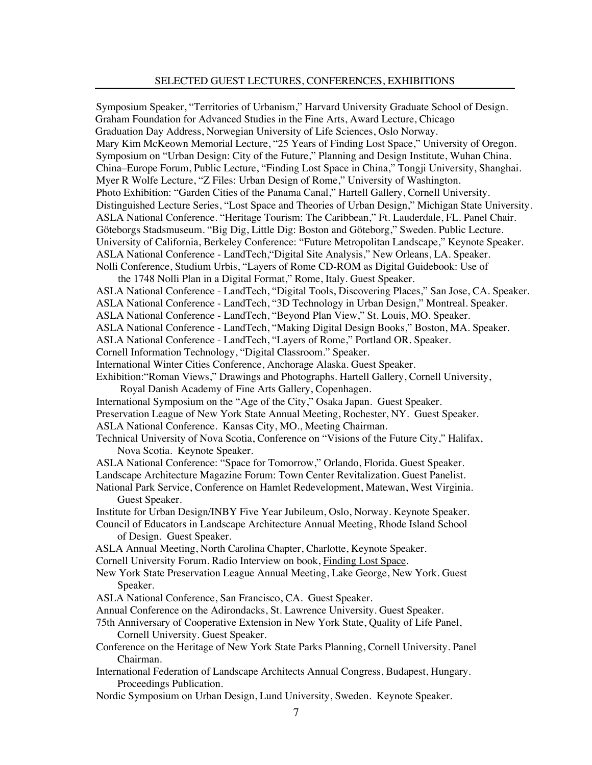## SELECTED GUEST LECTURES, CONFERENCES, EXHIBITIONS

Symposium Speaker, "Territories of Urbanism," Harvard University Graduate School of Design.
Graham Foundation for Advanced Studies in the Fine Arts, Award Lecture, Chicago
Graduation Day Address, Norwegian University of Life Sciences, Oslo Norway.
Mary Kim McKeown Memorial Lecture, "25 Years of Finding Lost Space," University of Oregon.
Symposium on "Urban Design: City of the Future," Planning and Design Institute, Wuhan China.
China–Europe Forum, Public Lecture, "Finding Lost Space in China," Tongji University, Shanghai.
Myer R Wolfe Lecture, "Z Files: Urban Design of Rome," University of Washington.
Photo Exhibition: "Garden Cities of the Panama Canal," Hartell Gallery, Cornell University.
Distinguished Lecture Series, "Lost Space and Theories of Urban Design," Michigan State University.
ASLA National Conference. "Heritage Tourism: The Caribbean," Ft. Lauderdale, FL. Panel Chair.
Göteborgs Stadsmuseum. "Big Dig, Little Dig: Boston and Göteborg," Sweden. Public Lecture.
University of California, Berkeley Conference: "Future Metropolitan Landscape," Keynote Speaker.
ASLA National Conference - LandTech,"Digital Site Analysis," New Orleans, LA. Speaker.
Nolli Conference, Studium Urbis, "Layers of Rome CD-ROM as Digital Guidebook: Use of the 1748 Nolli Plan in a Digital Format," Rome, Italy. Guest Speaker.
ASLA National Conference - LandTech, "Digital Tools, Discovering Places," San Jose, CA. Speaker.
ASLA National Conference - LandTech, "3D Technology in Urban Design," Montreal. Speaker.
ASLA National Conference - LandTech, "Beyond Plan View," St. Louis, MO. Speaker.
ASLA National Conference - LandTech, "Making Digital Design Books," Boston, MA. Speaker.
ASLA National Conference - LandTech, "Layers of Rome," Portland OR. Speaker.
Cornell Information Technology, "Digital Classroom." Speaker.
International Winter Cities Conference, Anchorage Alaska. Guest Speaker.
Exhibition:"Roman Views," Drawings and Photographs. Hartell Gallery, Cornell University, Royal Danish Academy of Fine Arts Gallery, Copenhagen.
International Symposium on the "Age of the City," Osaka Japan. Guest Speaker.
Preservation League of New York State Annual Meeting, Rochester, NY. Guest Speaker.
ASLA National Conference. Kansas City, MO., Meeting Chairman.
Technical University of Nova Scotia, Conference on "Visions of the Future City," Halifax, Nova Scotia. Keynote Speaker.
ASLA National Conference: "Space for Tomorrow," Orlando, Florida. Guest Speaker.
Landscape Architecture Magazine Forum: Town Center Revitalization. Guest Panelist.
National Park Service, Conference on Hamlet Redevelopment, Matewan, West Virginia. Guest Speaker.
Institute for Urban Design/INBY Five Year Jubileum, Oslo, Norway. Keynote Speaker.
Council of Educators in Landscape Architecture Annual Meeting, Rhode Island School of Design. Guest Speaker.
ASLA Annual Meeting, North Carolina Chapter, Charlotte, Keynote Speaker.
Cornell University Forum. Radio Interview on book, <u>Finding Lost Space</u>.
New York State Preservation League Annual Meeting, Lake George, New York. Guest Speaker.
ASLA National Conference, San Francisco, CA. Guest Speaker.
Annual Conference on the Adirondacks, St. Lawrence University. Guest Speaker.
75th Anniversary of Cooperative Extension in New York State, Quality of Life Panel, Cornell University. Guest Speaker.
Conference on the Heritage of New York State Parks Planning, Cornell University. Panel Chairman.
International Federation of Landscape Architects Annual Congress, Budapest, Hungary. Proceedings Publication.
Nordic Symposium on Urban Design, Lund University, Sweden. Keynote Speaker.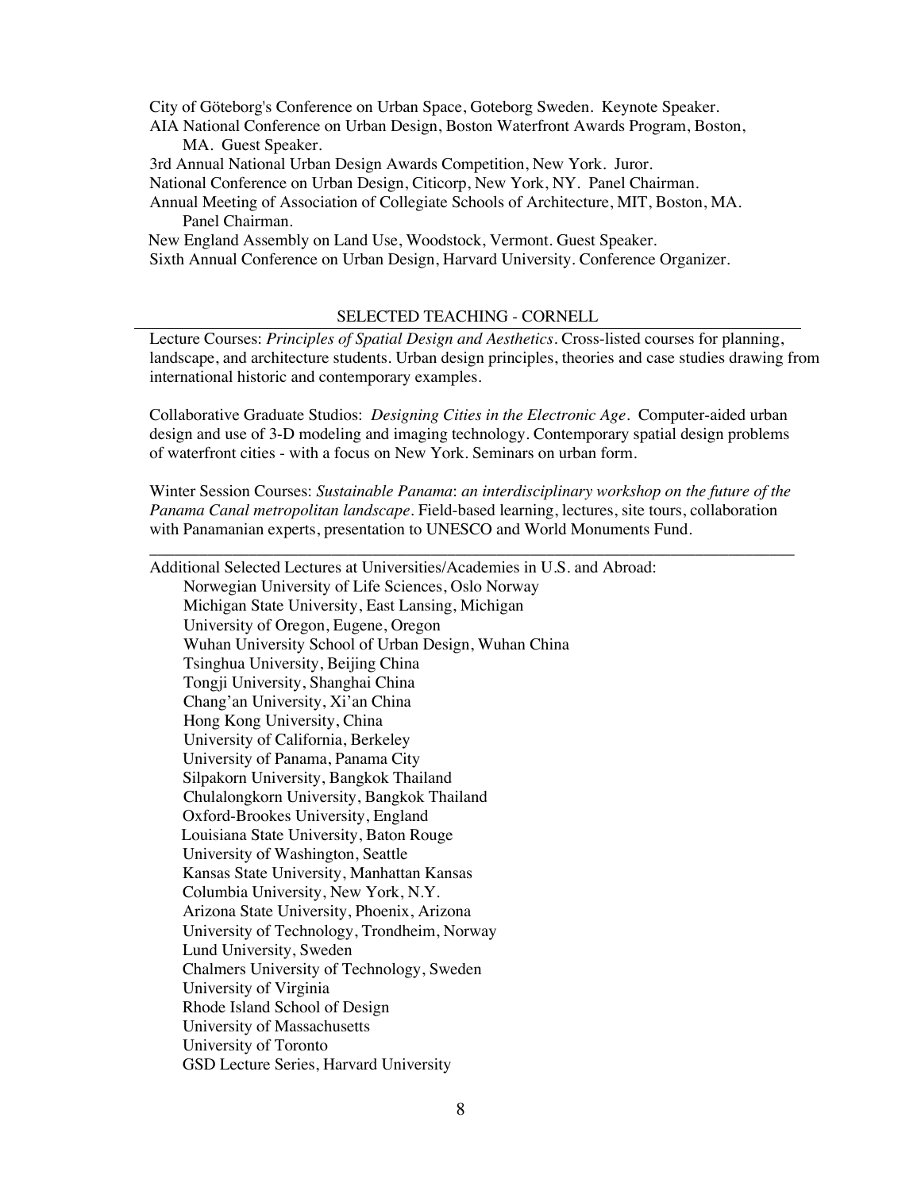City of Göteborg's Conference on Urban Space, Goteborg Sweden. Keynote Speaker.

AIA National Conference on Urban Design, Boston Waterfront Awards Program, Boston, MA. Guest Speaker.

3rd Annual National Urban Design Awards Competition, New York. Juror.

National Conference on Urban Design, Citicorp, New York, NY. Panel Chairman.

Annual Meeting of Association of Collegiate Schools of Architecture, MIT, Boston, MA. Panel Chairman.

New England Assembly on Land Use, Woodstock, Vermont. Guest Speaker.

Sixth Annual Conference on Urban Design, Harvard University. Conference Organizer.

## SELECTED TEACHING - CORNELL

Lecture Courses: *Principles of Spatial Design and Aesthetics*. Cross-listed courses for planning, landscape, and architecture students. Urban design principles, theories and case studies drawing from international historic and contemporary examples.

Collaborative Graduate Studios: *Designing Cities in the Electronic Age*. Computer-aided urban design and use of 3-D modeling and imaging technology. Contemporary spatial design problems of waterfront cities - with a focus on New York. Seminars on urban form.

Winter Session Courses: *Sustainable Panama*: *an interdisciplinary workshop on the future of the Panama Canal metropolitan landscape*. Field-based learning, lectures, site tours, collaboration with Panamanian experts, presentation to UNESCO and World Monuments Fund.

---

Additional Selected Lectures at Universities/Academies in U.S. and Abroad:

- Norwegian University of Life Sciences, Oslo Norway
- Michigan State University, East Lansing, Michigan
- University of Oregon, Eugene, Oregon
- Wuhan University School of Urban Design, Wuhan China
- Tsinghua University, Beijing China
- Tongji University, Shanghai China
- Chang'an University, Xi'an China
- Hong Kong University, China
- University of California, Berkeley
- University of Panama, Panama City
- Silpakorn University, Bangkok Thailand
- Chulalongkorn University, Bangkok Thailand
- Oxford-Brookes University, England
- Louisiana State University, Baton Rouge
- University of Washington, Seattle
- Kansas State University, Manhattan Kansas
- Columbia University, New York, N.Y.
- Arizona State University, Phoenix, Arizona
- University of Technology, Trondheim, Norway
- Lund University, Sweden
- Chalmers University of Technology, Sweden
- University of Virginia
- Rhode Island School of Design
- University of Massachusetts
- University of Toronto
- GSD Lecture Series, Harvard University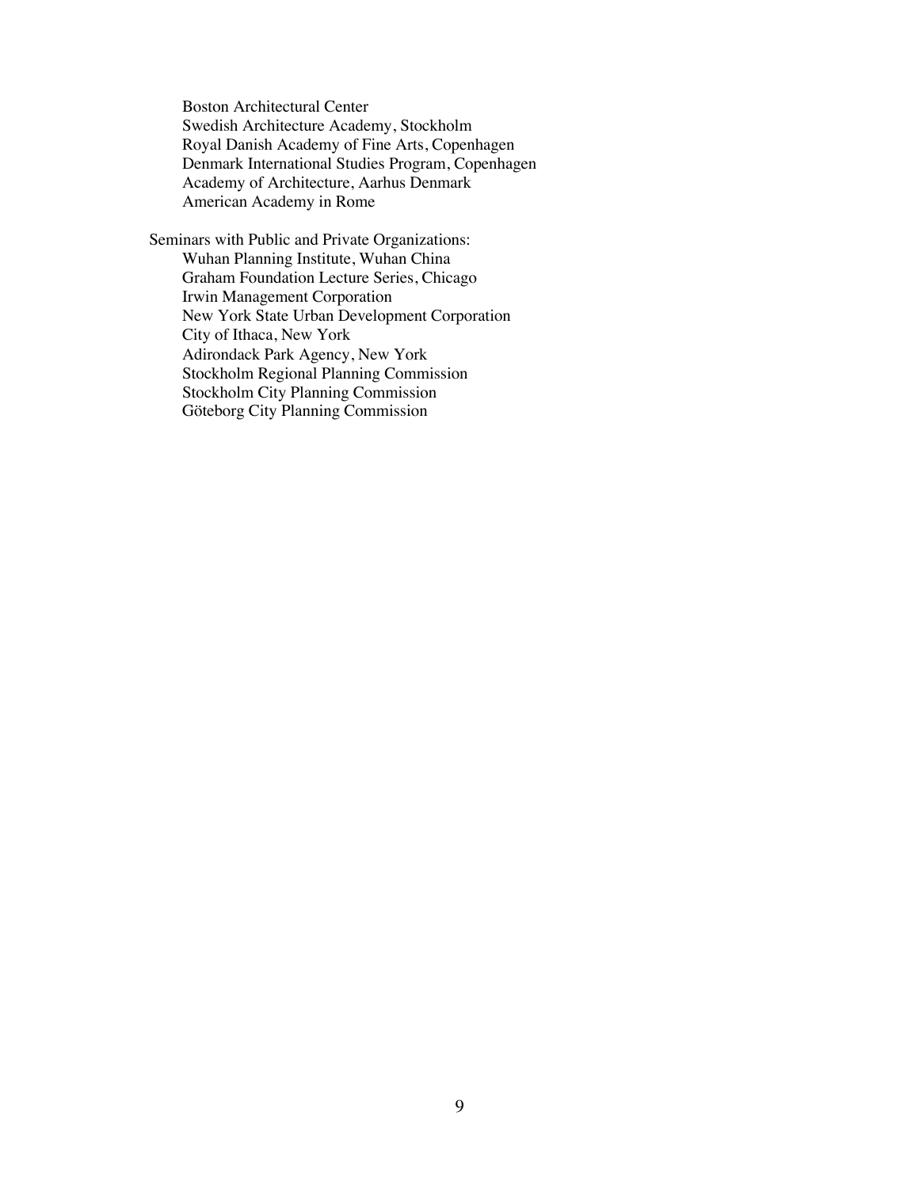Boston Architectural Center
Swedish Architecture Academy, Stockholm
Royal Danish Academy of Fine Arts, Copenhagen
Denmark International Studies Program, Copenhagen
Academy of Architecture, Aarhus Denmark
American Academy in Rome

Seminars with Public and Private Organizations:

Wuhan Planning Institute, Wuhan China
Graham Foundation Lecture Series, Chicago
Irwin Management Corporation
New York State Urban Development Corporation
City of Ithaca, New York
Adirondack Park Agency, New York
Stockholm Regional Planning Commission
Stockholm City Planning Commission
Göteborg City Planning Commission